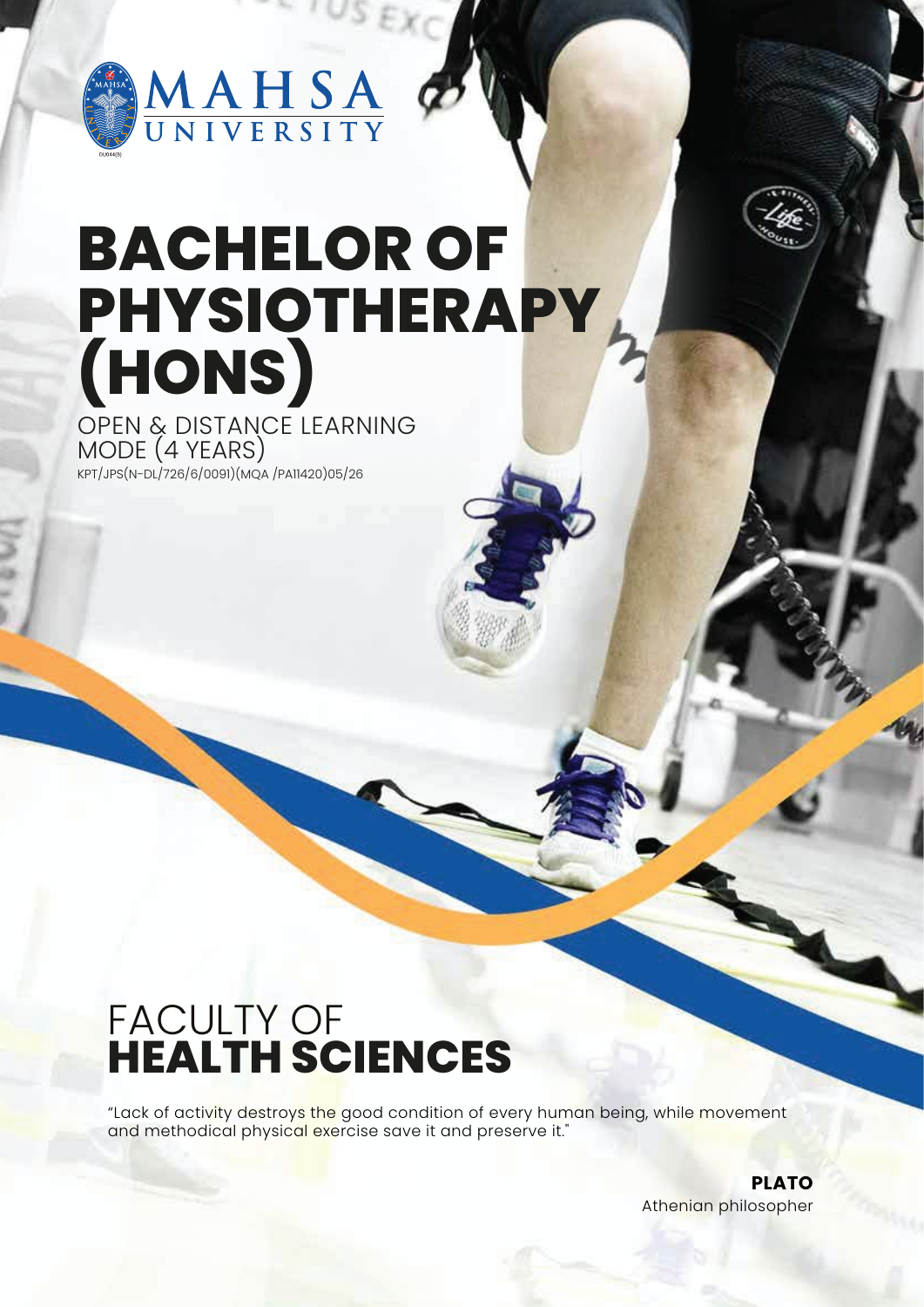MAHSA UNIVERSITY

# BACHELOR OF PHYSIOTHERAPY (HONS)

OPEN & DISTANCE LEARNING MODE (4 YEARS)

KPT/JPS(N-DL/726/6/0091)(MQA /PA11420)05/26

## FACULTY OF **HEALTH SCIENCES**

"Lack of activity destroys the good condition of every human being, while movement and methodical physical exercise save it and preserve it."

**PLATO**
Athenian philosopher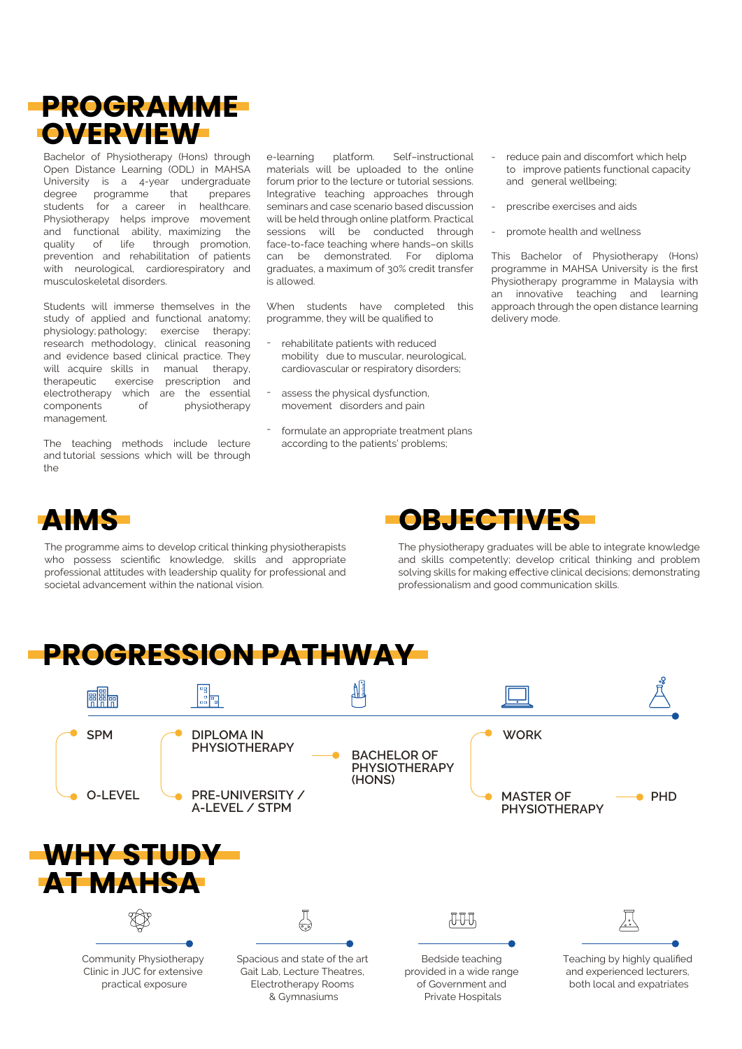# PROGRAMME OVERVIEW

Bachelor of Physiotherapy (Hons) through Open Distance Learning (ODL) in MAHSA University is a 4-year undergraduate degree programme that prepares students for a career in healthcare. Physiotherapy helps improve movement and functional ability, maximizing the quality of life through promotion, prevention and rehabilitation of patients with neurological, cardiorespiratory and musculoskeletal disorders.

Students will immerse themselves in the study of applied and functional anatomy; physiology; pathology; exercise therapy; research methodology, clinical reasoning and evidence based clinical practice. They will acquire skills in manual therapy, therapeutic exercise prescription and electrotherapy which are the essential components of physiotherapy management.

The teaching methods include lecture and tutorial sessions which will be through the e-learning platform. Self-instructional materials will be uploaded to the online forum prior to the lecture or tutorial sessions. Integrative teaching approaches through seminars and case scenario based discussion will be held through online platform. Practical sessions will be conducted through face-to-face teaching where hands-on skills can be demonstrated. For diploma graduates, a maximum of 30% credit transfer is allowed.

When students have completed this programme, they will be qualified to

- rehabilitate patients with reduced mobility due to muscular, neurological, cardiovascular or respiratory disorders;
- assess the physical dysfunction, movement disorders and pain
- formulate an appropriate treatment plans according to the patients' problems;
- reduce pain and discomfort which help to improve patients functional capacity and general wellbeing;
- prescribe exercises and aids
- promote health and wellness

This Bachelor of Physiotherapy (Hons) programme in MAHSA University is the first Physiotherapy programme in Malaysia with an innovative teaching and learning approach through the open distance learning delivery mode.

# AIMS

The programme aims to develop critical thinking physiotherapists who possess scientific knowledge, skills and appropriate professional attitudes with leadership quality for professional and societal advancement within the national vision.

# OBJECTIVES

The physiotherapy graduates will be able to integrate knowledge and skills competently; develop critical thinking and problem solving skills for making effective clinical decisions; demonstrating professionalism and good communication skills.

# PROGRESSION PATHWAY

- SPM / O-LEVEL
- DIPLOMA IN PHYSIOTHERAPY / PRE-UNIVERSITY / A-LEVEL / STPM
- BACHELOR OF PHYSIOTHERAPY (HONS)
- WORK / MASTER OF PHYSIOTHERAPY
- PHD

# WHY STUDY AT MAHSA

- Community Physiotherapy Clinic in JUC for extensive practical exposure
- Spacious and state of the art Gait Lab, Lecture Theatres, Electrotherapy Rooms & Gymnasiums
- Bedside teaching provided in a wide range of Government and Private Hospitals
- Teaching by highly qualified and experienced lecturers, both local and expatriates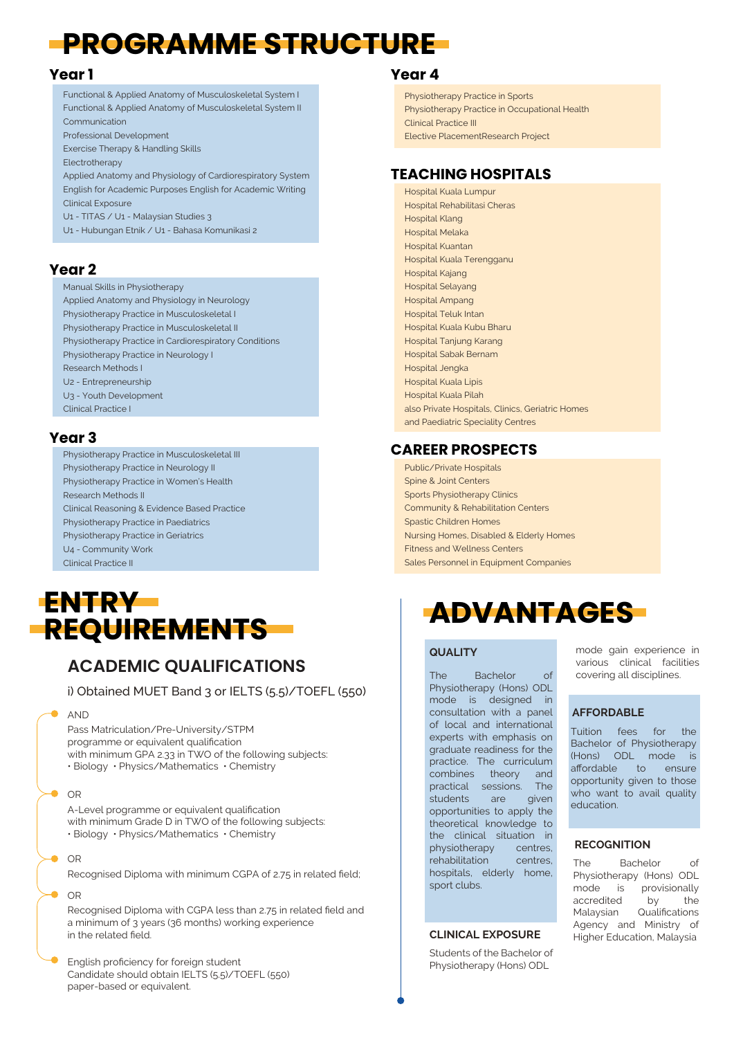# PROGRAMME STRUCTURE

## Year 1

- Functional & Applied Anatomy of Musculoskeletal System I
- Functional & Applied Anatomy of Musculoskeletal System II
- Communication
- Professional Development
- Exercise Therapy & Handling Skills
- Electrotherapy
- Applied Anatomy and Physiology of Cardiorespiratory System
- English for Academic Purposes English for Academic Writing
- Clinical Exposure
- U1 - TITAS / U1 - Malaysian Studies 3
- U1 - Hubungan Etnik / U1 - Bahasa Komunikasi 2

## Year 2

- Manual Skills in Physiotherapy
- Applied Anatomy and Physiology in Neurology
- Physiotherapy Practice in Musculoskeletal I
- Physiotherapy Practice in Musculoskeletal II
- Physiotherapy Practice in Cardiorespiratory Conditions
- Physiotherapy Practice in Neurology I
- Research Methods I
- U2 - Entrepreneurship
- U3 - Youth Development
- Clinical Practice I

## Year 3

- Physiotherapy Practice in Musculoskeletal III
- Physiotherapy Practice in Neurology II
- Physiotherapy Practice in Women's Health
- Research Methods II
- Clinical Reasoning & Evidence Based Practice
- Physiotherapy Practice in Paediatrics
- Physiotherapy Practice in Geriatrics
- U4 - Community Work
- Clinical Practice II

## Year 4

- Physiotherapy Practice in Sports
- Physiotherapy Practice in Occupational Health
- Clinical Practice III
- Elective PlacementResearch Project

## TEACHING HOSPITALS

- Hospital Kuala Lumpur
- Hospital Rehabilitasi Cheras
- Hospital Klang
- Hospital Melaka
- Hospital Kuantan
- Hospital Kuala Terengganu
- Hospital Kajang
- Hospital Selayang
- Hospital Ampang
- Hospital Teluk Intan
- Hospital Kuala Kubu Bharu
- Hospital Tanjung Karang
- Hospital Sabak Bernam
- Hospital Jengka
- Hospital Kuala Lipis
- Hospital Kuala Pilah
- also Private Hospitals, Clinics, Geriatric Homes and Paediatric Speciality Centres

## CAREER PROSPECTS

- Public/Private Hospitals
- Spine & Joint Centers
- Sports Physiotherapy Clinics
- Community & Rehabilitation Centers
- Spastic Children Homes
- Nursing Homes, Disabled & Elderly Homes
- Fitness and Wellness Centers
- Sales Personnel in Equipment Companies

# ENTRY REQUIREMENTS

## ACADEMIC QUALIFICATIONS

i) Obtained MUET Band 3 or IELTS (5.5)/TOEFL (550)

AND

Pass Matriculation/Pre-University/STPM programme or equivalent qualification with minimum GPA 2.33 in TWO of the following subjects:
• Biology • Physics/Mathematics • Chemistry

OR

A-Level programme or equivalent qualification with minimum Grade D in TWO of the following subjects:
• Biology • Physics/Mathematics • Chemistry

OR

Recognised Diploma with minimum CGPA of 2.75 in related field;

OR

Recognised Diploma with CGPA less than 2.75 in related field and a minimum of 3 years (36 months) working experience in the related field.

English proficiency for foreign student
Candidate should obtain IELTS (5.5)/TOEFL (550) paper-based or equivalent.

# ADVANTAGES

### QUALITY

The Bachelor of Physiotherapy (Hons) ODL mode is designed in consultation with a panel of local and international experts with emphasis on graduate readiness for the practice. The curriculum combines theory and practical sessions. The students are given opportunities to apply the theoretical knowledge to the clinical situation in physiotherapy centres, rehabilitation centres, hospitals, elderly home, sport clubs.

### CLINICAL EXPOSURE

Students of the Bachelor of Physiotherapy (Hons) ODL mode gain experience in various clinical facilities covering all disciplines.

### AFFORDABLE

Tuition fees for the Bachelor of Physiotherapy (Hons) ODL mode is affordable to ensure opportunity given to those who want to avail quality education.

### RECOGNITION

The Bachelor of Physiotherapy (Hons) ODL mode is provisionally accredited by the Malaysian Qualifications Agency and Ministry of Higher Education, Malaysia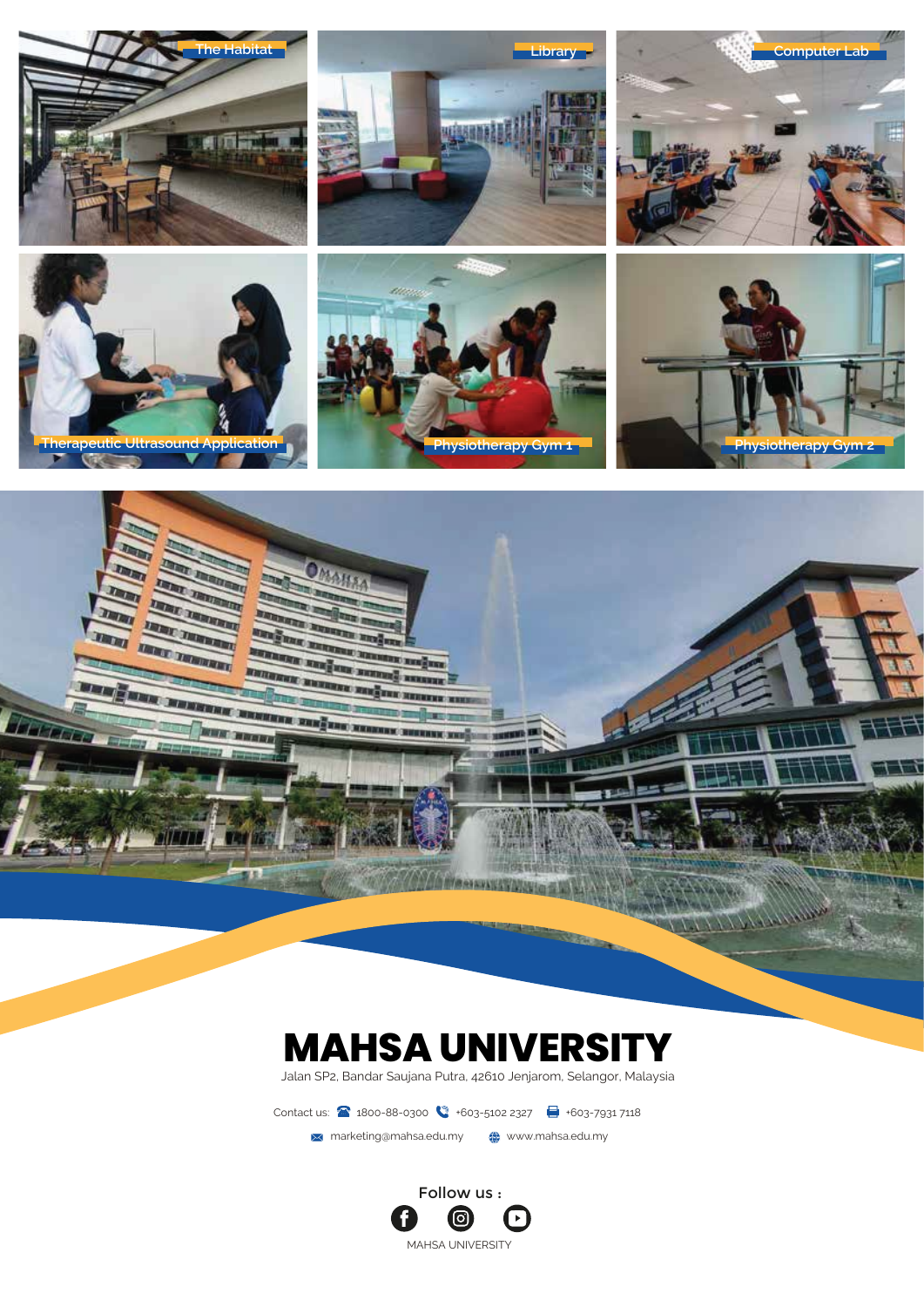The Habitat

Library

Computer Lab

Therapeutic Ultrasound Application

Physiotherapy Gym 1

Physiotherapy Gym 2

# MAHSA UNIVERSITY

Jalan SP2, Bandar Saujana Putra, 42610 Jenjarom, Selangor, Malaysia

Contact us: 1800-88-0300 +603-5102 2327 +603-7931 7118

marketing@mahsa.edu.my www.mahsa.edu.my

Follow us :

MAHSA UNIVERSITY